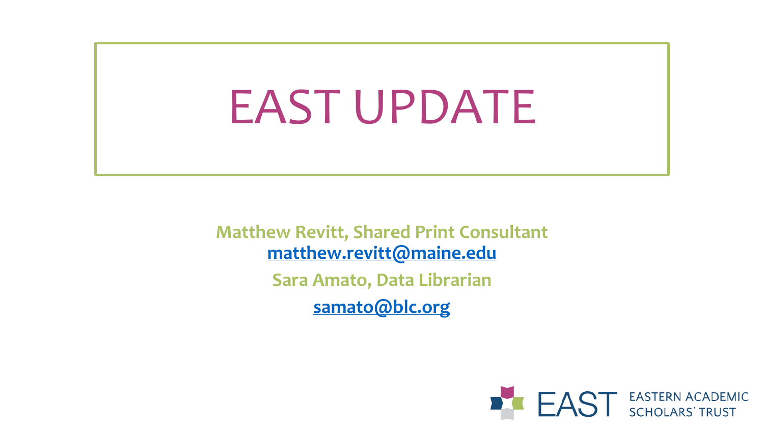# EAST UPDATE

**Matthew Revitt, Shared Print Consultant**
**matthew.revitt@maine.edu**

**Sara Amato, Data Librarian**

**samato@blc.org**

EAST EASTERN ACADEMIC SCHOLARS' TRUST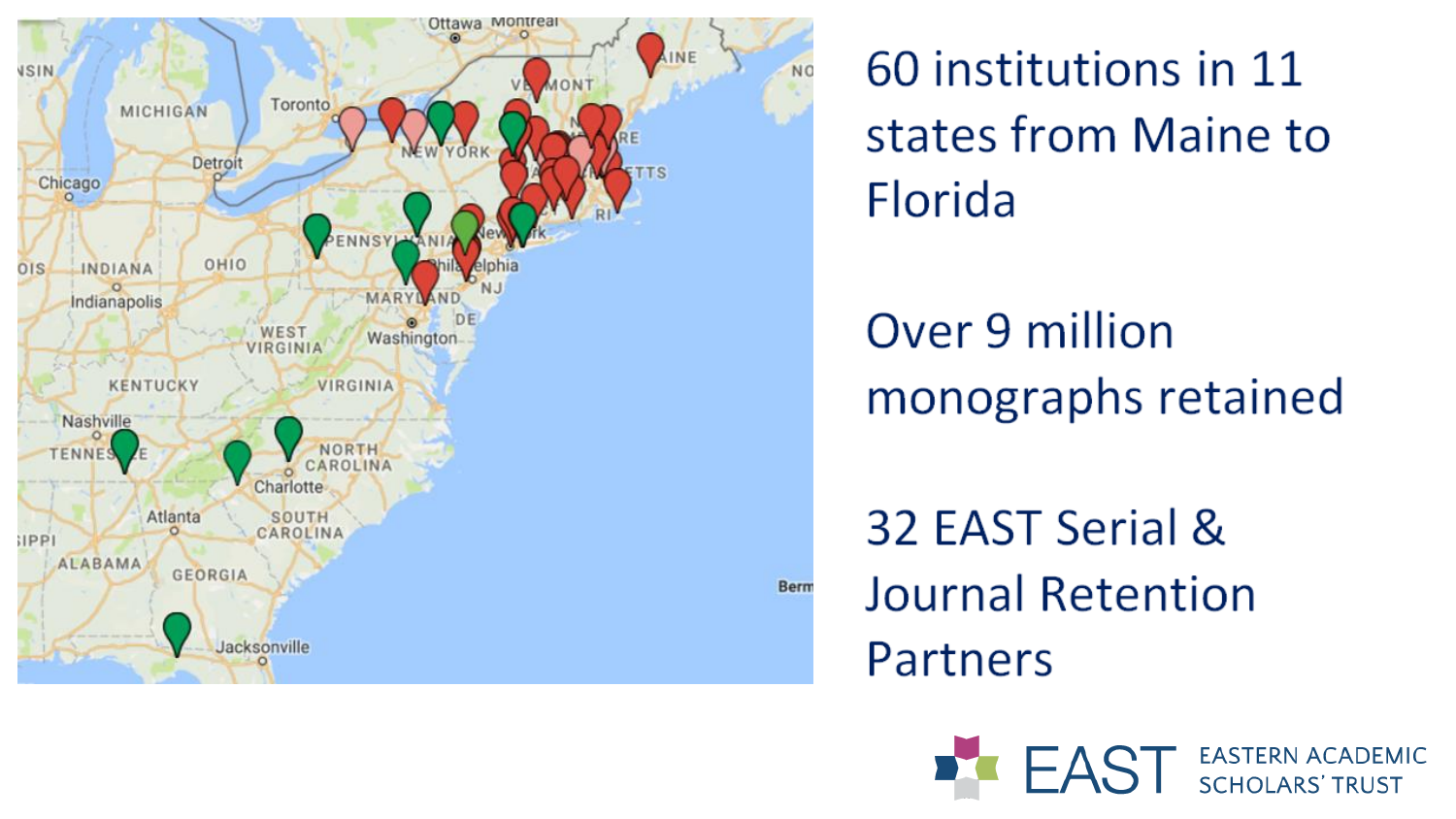60 institutions in 11 states from Maine to Florida

Over 9 million monographs retained

32 EAST Serial & Journal Retention Partners

EAST EASTERN ACADEMIC SCHOLARS' TRUST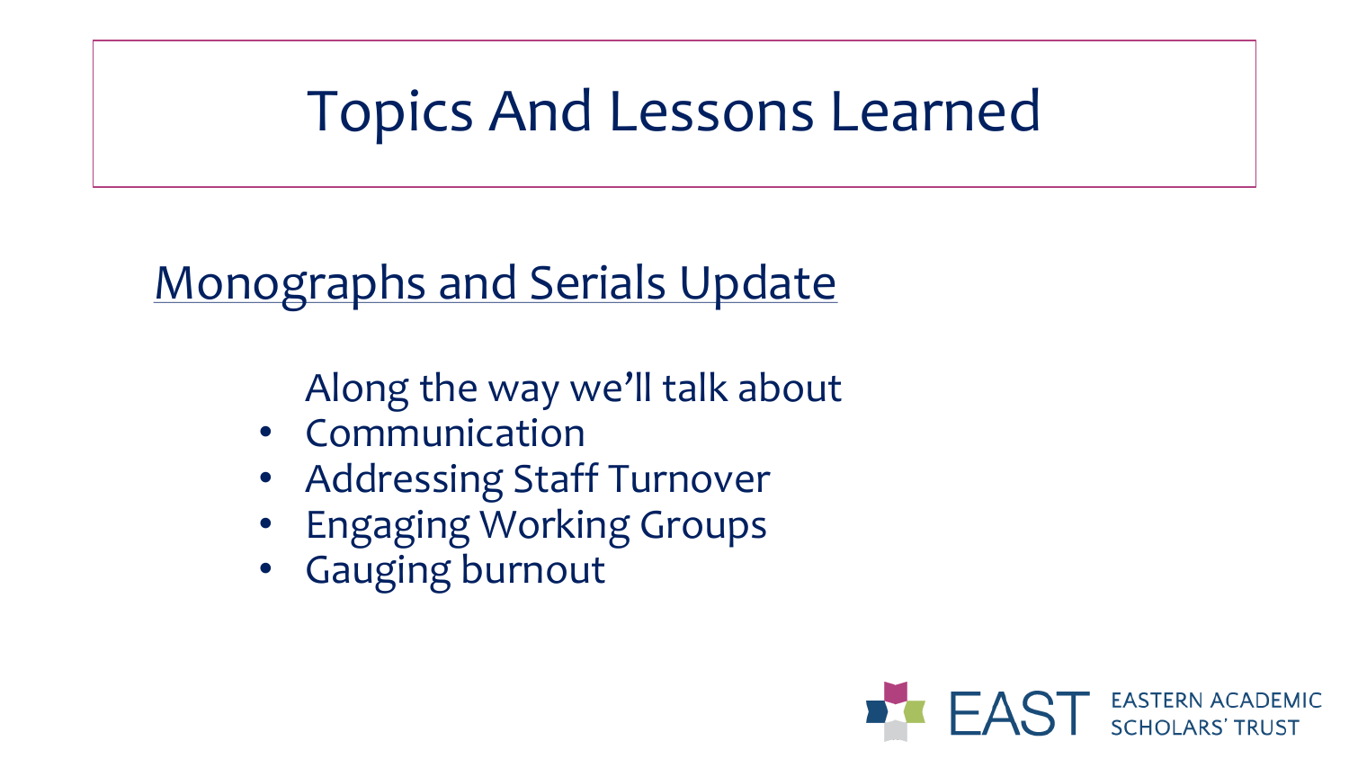# Topics And Lessons Learned

Monographs and Serials Update

Along the way we'll talk about

- Communication
- Addressing Staff Turnover
- Engaging Working Groups
- Gauging burnout

EAST EASTERN ACADEMIC SCHOLARS' TRUST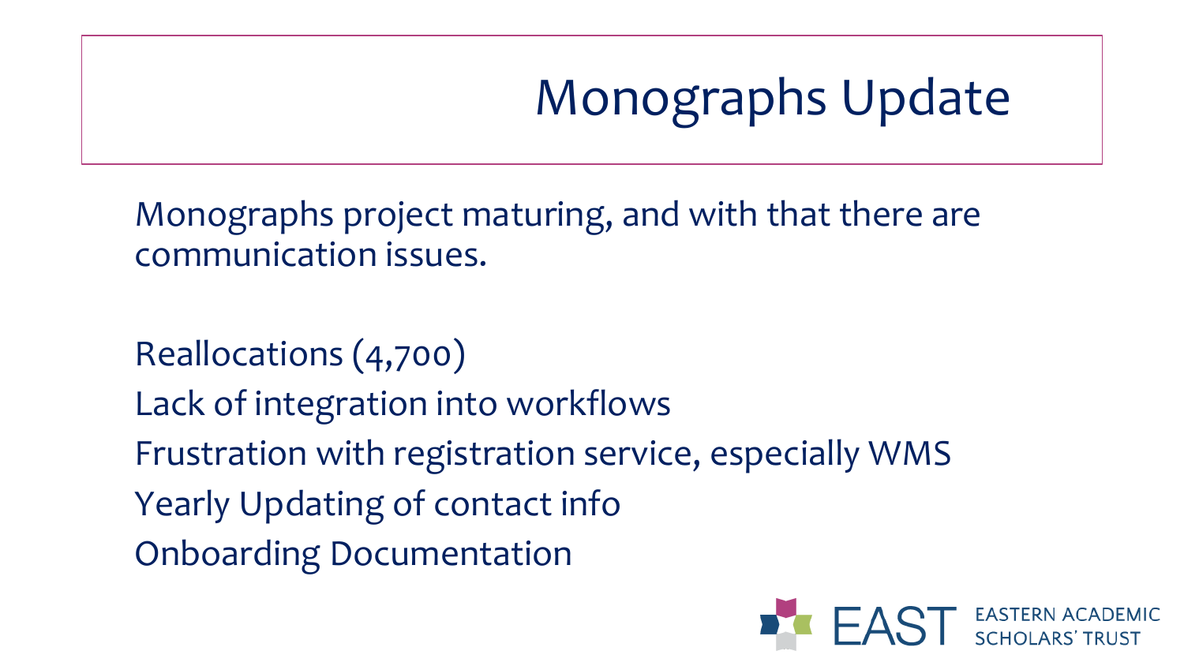# Monographs Update

Monographs project maturing, and with that there are communication issues.

Reallocations (4,700)
Lack of integration into workflows
Frustration with registration service, especially WMS
Yearly Updating of contact info
Onboarding Documentation

EAST EASTERN ACADEMIC SCHOLARS' TRUST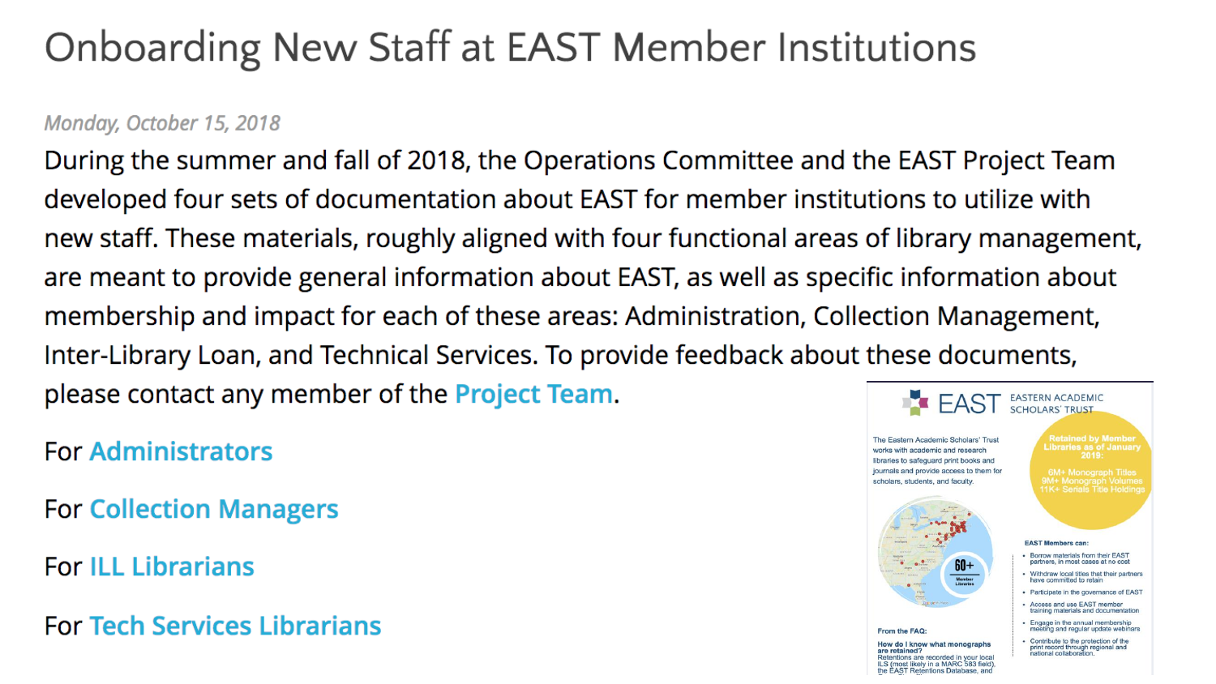# Onboarding New Staff at EAST Member Institutions

*Monday, October 15, 2018*

During the summer and fall of 2018, the Operations Committee and the EAST Project Team developed four sets of documentation about EAST for member institutions to utilize with new staff. These materials, roughly aligned with four functional areas of library management, are meant to provide general information about EAST, as well as specific information about membership and impact for each of these areas: Administration, Collection Management, Inter-Library Loan, and Technical Services. To provide feedback about these documents, please contact any member of the Project Team.

For Administrators

For Collection Managers

For ILL Librarians

For Tech Services Librarians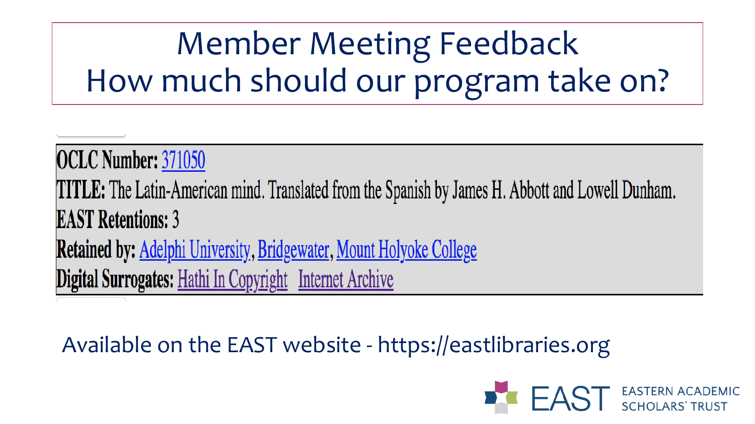# Member Meeting Feedback
# How much should our program take on?

**OCLC Number:** 371050

**TITLE:** The Latin-American mind. Translated from the Spanish by James H. Abbott and Lowell Dunham.

**EAST Retentions:** 3

**Retained by:** Adelphi University, Bridgewater, Mount Holyoke College

**Digital Surrogates:** Hathi In Copyright Internet Archive

Available on the EAST website - https://eastlibraries.org

EAST EASTERN ACADEMIC SCHOLARS' TRUST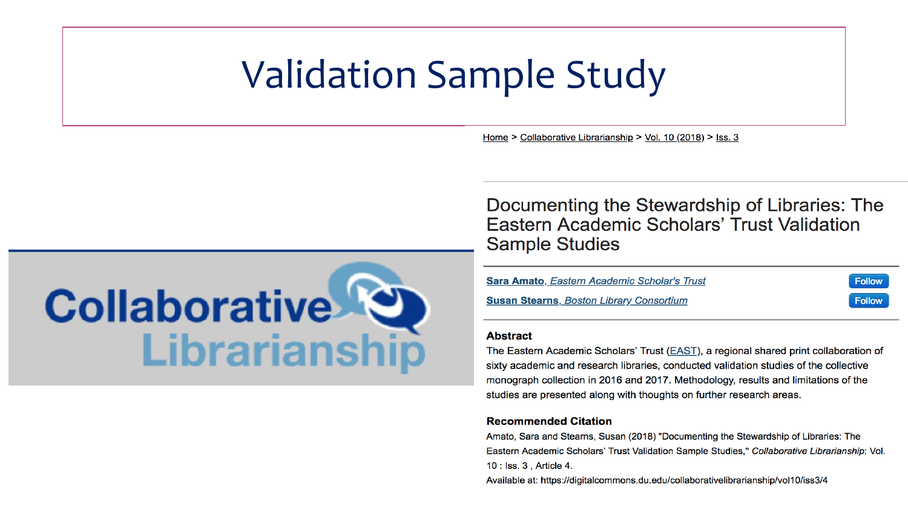# Validation Sample Study

Collaborative Librarianship

Home > Collaborative Librarianship > Vol. 10 (2018) > Iss. 3

## Documenting the Stewardship of Libraries: The Eastern Academic Scholars' Trust Validation Sample Studies

**Sara Amato**, *Eastern Academic Scholar's Trust* Follow

**Susan Stearns**, *Boston Library Consortium* Follow

### Abstract

The Eastern Academic Scholars' Trust (EAST), a regional shared print collaboration of sixty academic and research libraries, conducted validation studies of the collective monograph collection in 2016 and 2017. Methodology, results and limitations of the studies are presented along with thoughts on further research areas.

### Recommended Citation

Amato, Sara and Stearns, Susan (2018) "Documenting the Stewardship of Libraries: The Eastern Academic Scholars' Trust Validation Sample Studies," *Collaborative Librarianship*: Vol. 10 : Iss. 3 , Article 4.

Available at: https://digitalcommons.du.edu/collaborativelibrarianship/vol10/iss3/4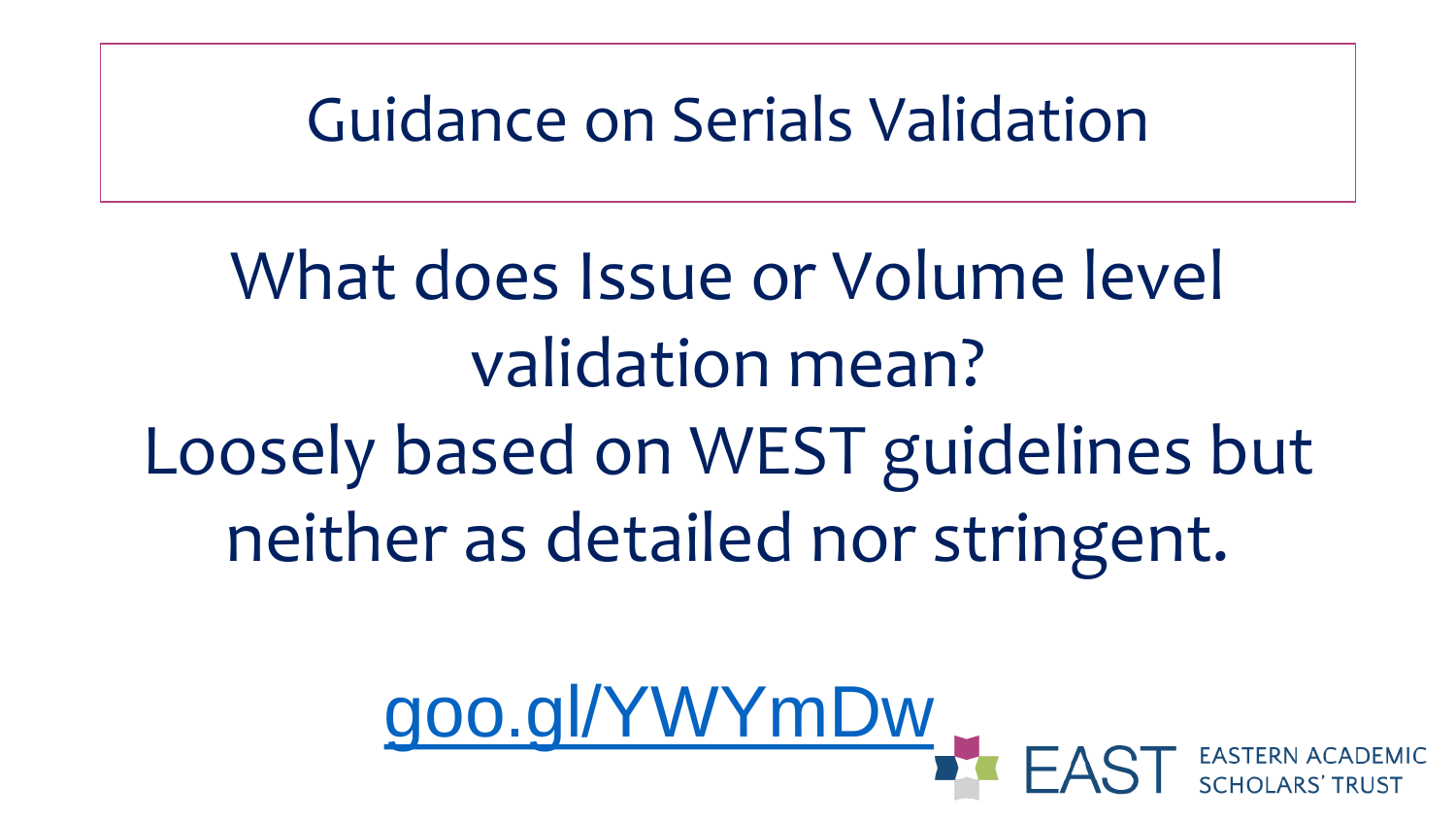# Guidance on Serials Validation

What does Issue or Volume level validation mean?

Loosely based on WEST guidelines but neither as detailed nor stringent.

goo.gl/YWYmDw

EAST EASTERN ACADEMIC SCHOLARS' TRUST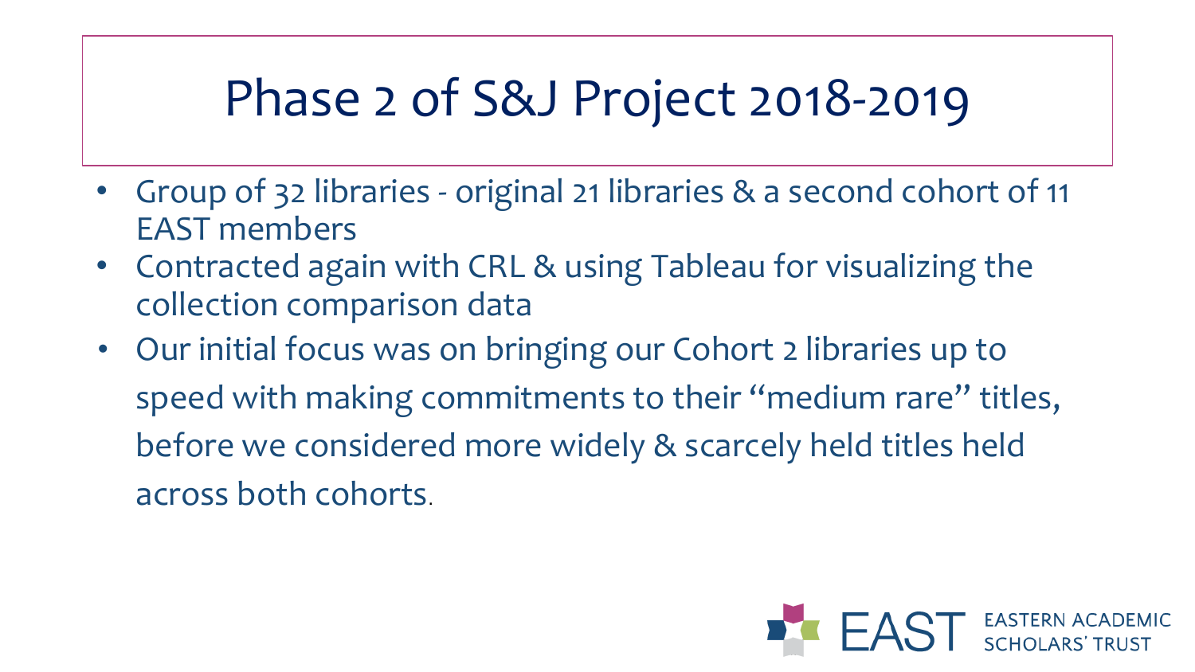# Phase 2 of S&J Project 2018-2019

- Group of 32 libraries - original 21 libraries & a second cohort of 11 EAST members
- Contracted again with CRL & using Tableau for visualizing the collection comparison data
- Our initial focus was on bringing our Cohort 2 libraries up to speed with making commitments to their "medium rare" titles, before we considered more widely & scarcely held titles held across both cohorts.

EAST EASTERN ACADEMIC SCHOLARS' TRUST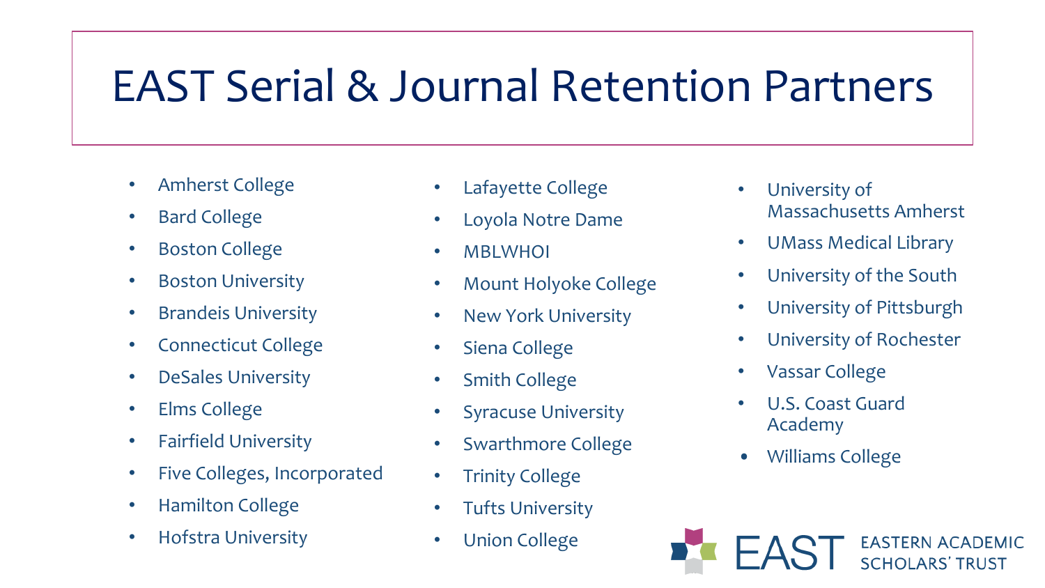# EAST Serial & Journal Retention Partners

- Amherst College
- Bard College
- Boston College
- Boston University
- Brandeis University
- Connecticut College
- DeSales University
- Elms College
- Fairfield University
- Five Colleges, Incorporated
- Hamilton College
- Hofstra University
- Lafayette College
- Loyola Notre Dame
- MBLWHOI
- Mount Holyoke College
- New York University
- Siena College
- Smith College
- Syracuse University
- Swarthmore College
- Trinity College
- Tufts University
- Union College
- University of Massachusetts Amherst
- UMass Medical Library
- University of the South
- University of Pittsburgh
- University of Rochester
- Vassar College
- U.S. Coast Guard Academy
- Williams College

EAST EASTERN ACADEMIC SCHOLARS' TRUST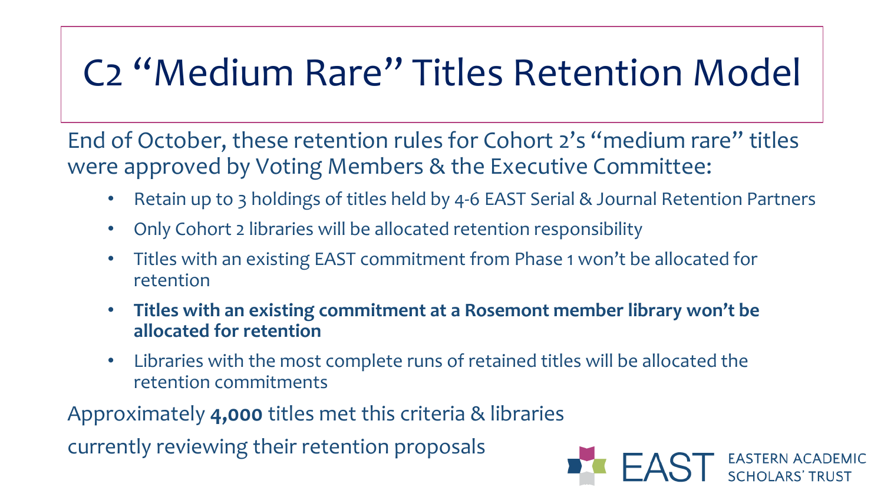# C2 "Medium Rare" Titles Retention Model

End of October, these retention rules for Cohort 2's "medium rare" titles were approved by Voting Members & the Executive Committee:

- Retain up to 3 holdings of titles held by 4-6 EAST Serial & Journal Retention Partners
- Only Cohort 2 libraries will be allocated retention responsibility
- Titles with an existing EAST commitment from Phase 1 won't be allocated for retention
- **Titles with an existing commitment at a Rosemont member library won't be allocated for retention**
- Libraries with the most complete runs of retained titles will be allocated the retention commitments

Approximately **4,000** titles met this criteria & libraries currently reviewing their retention proposals

EAST EASTERN ACADEMIC SCHOLARS' TRUST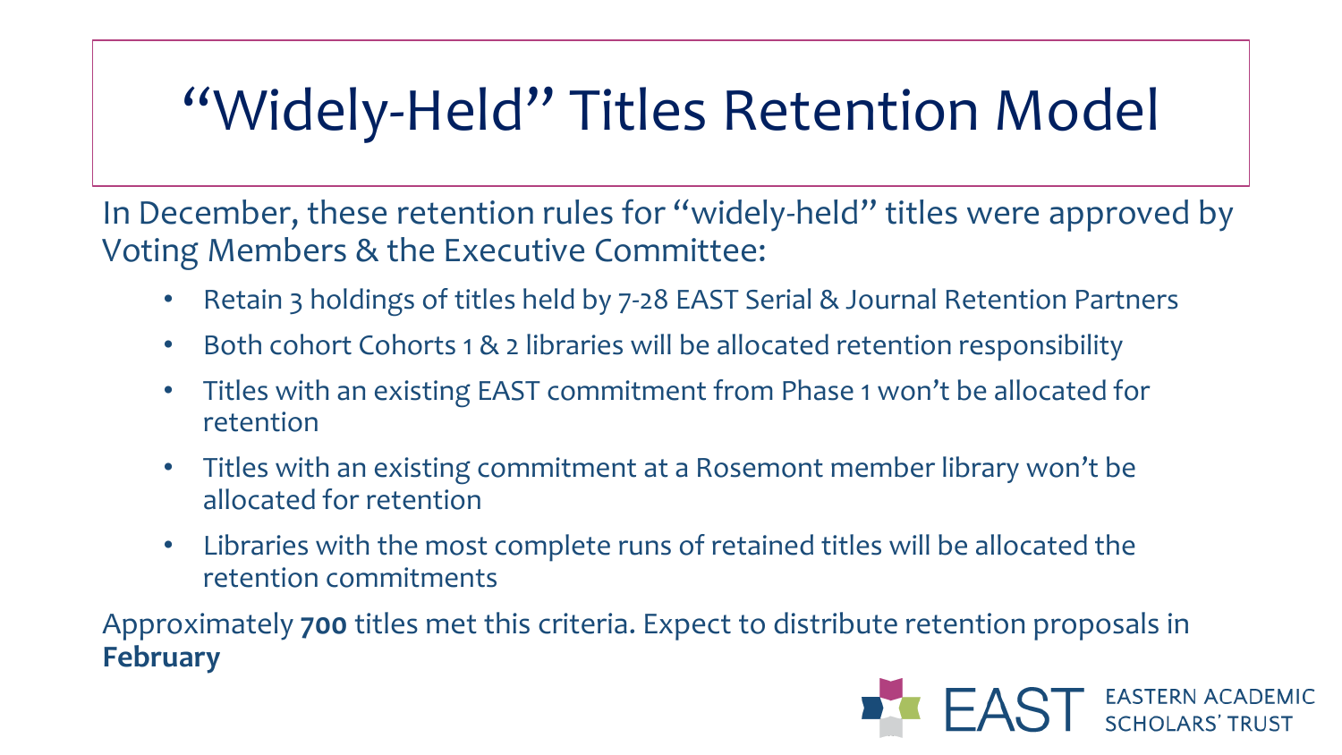# "Widely-Held" Titles Retention Model

In December, these retention rules for "widely-held" titles were approved by Voting Members & the Executive Committee:

- Retain 3 holdings of titles held by 7-28 EAST Serial & Journal Retention Partners
- Both cohort Cohorts 1 & 2 libraries will be allocated retention responsibility
- Titles with an existing EAST commitment from Phase 1 won't be allocated for retention
- Titles with an existing commitment at a Rosemont member library won't be allocated for retention
- Libraries with the most complete runs of retained titles will be allocated the retention commitments

Approximately **700** titles met this criteria. Expect to distribute retention proposals in **February**

EAST EASTERN ACADEMIC SCHOLARS' TRUST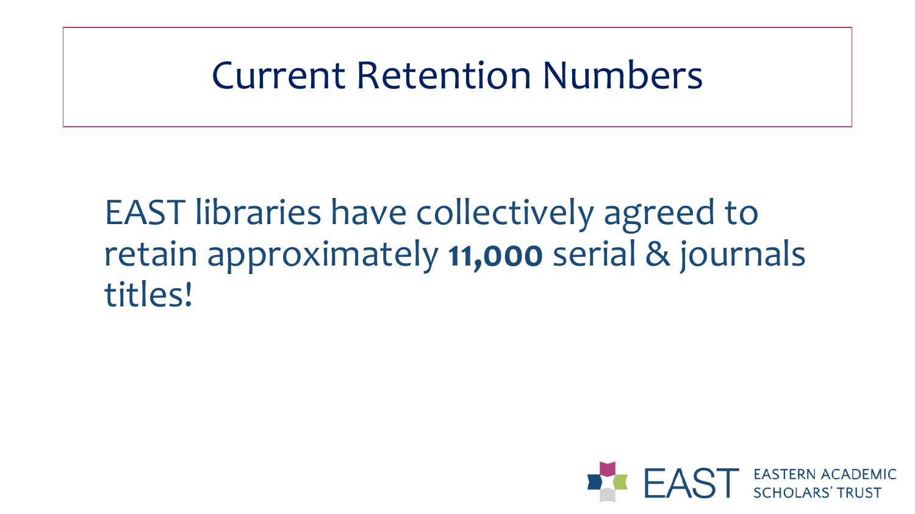# Current Retention Numbers

EAST libraries have collectively agreed to retain approximately **11,000** serial & journals titles!

EAST EASTERN ACADEMIC SCHOLARS' TRUST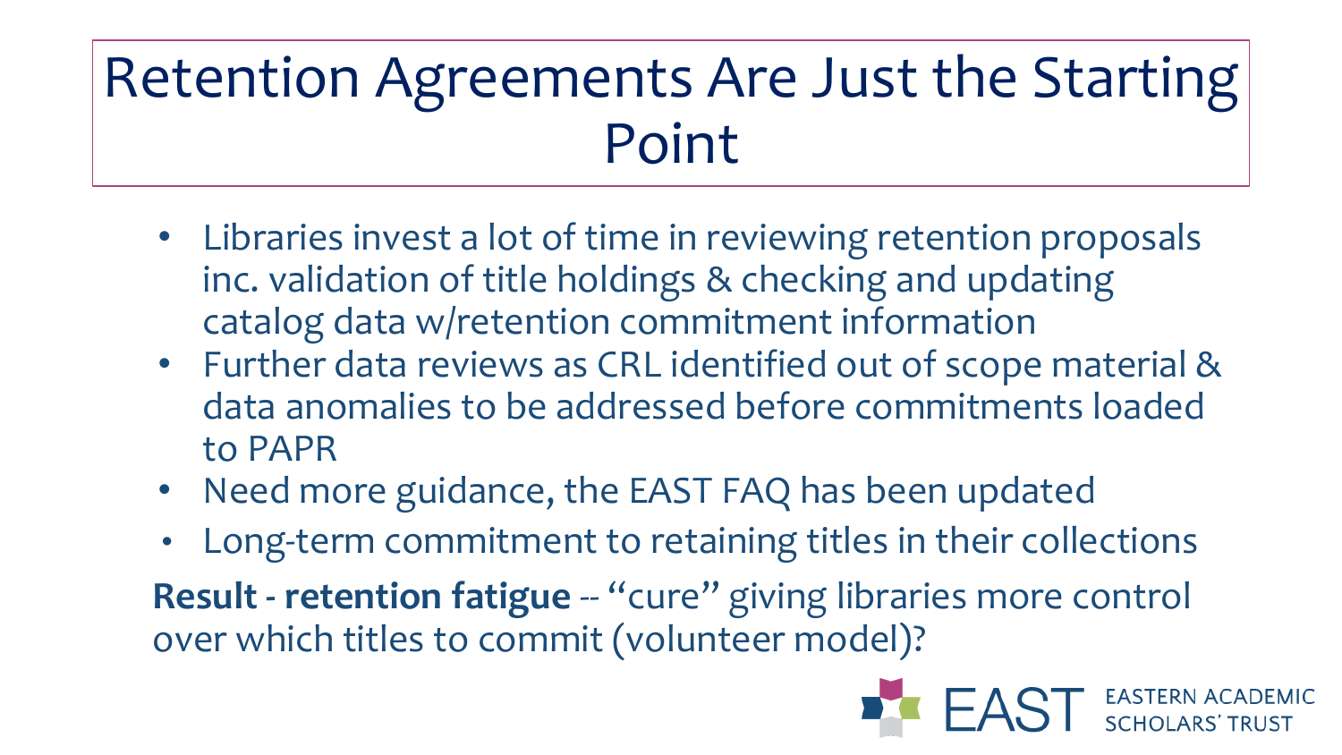# Retention Agreements Are Just the Starting Point

- Libraries invest a lot of time in reviewing retention proposals inc. validation of title holdings & checking and updating catalog data w/retention commitment information
- Further data reviews as CRL identified out of scope material & data anomalies to be addressed before commitments loaded to PAPR
- Need more guidance, the EAST FAQ has been updated
- Long-term commitment to retaining titles in their collections

**Result - retention fatigue** -- "cure" giving libraries more control over which titles to commit (volunteer model)?

EAST EASTERN ACADEMIC SCHOLARS' TRUST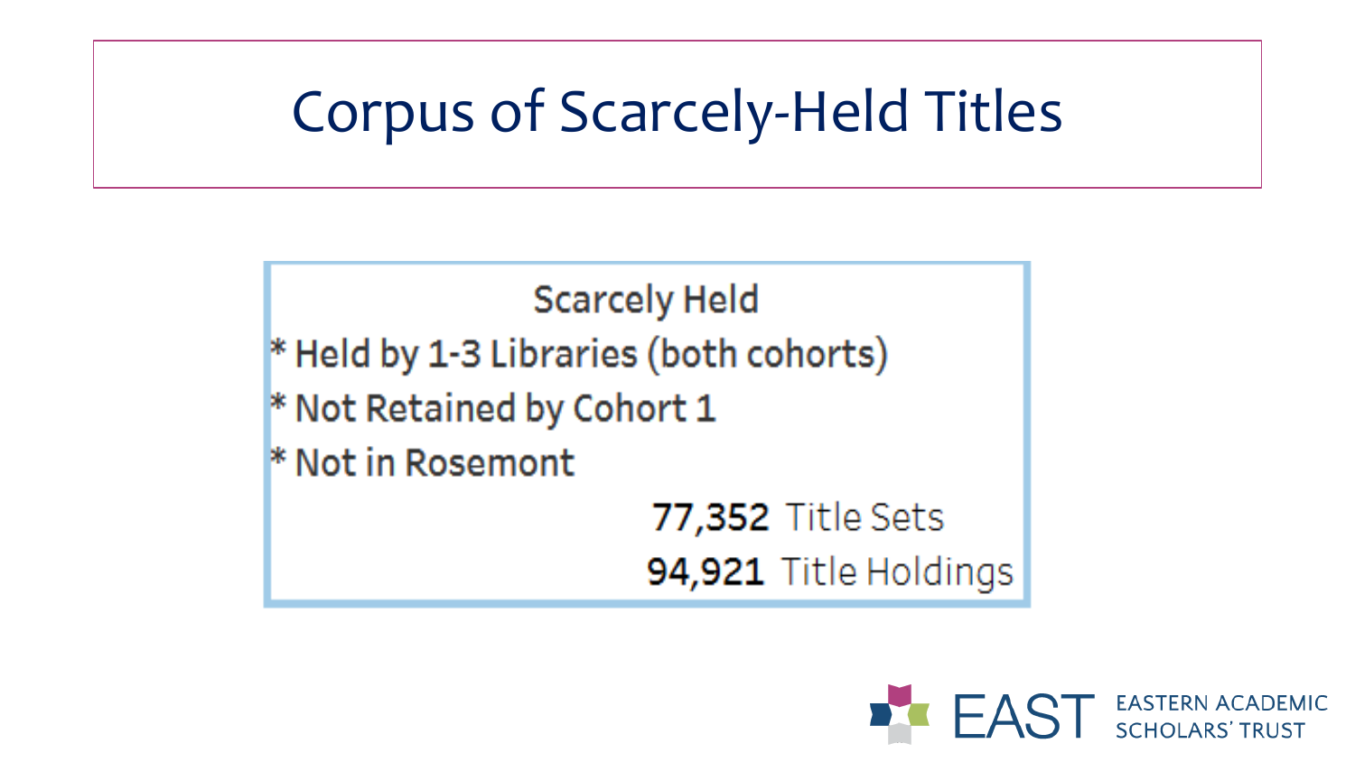# Corpus of Scarcely-Held Titles

Scarcely Held

* Held by 1-3 Libraries (both cohorts)
* Not Retained by Cohort 1
* Not in Rosemont

**77,352** Title Sets

**94,921** Title Holdings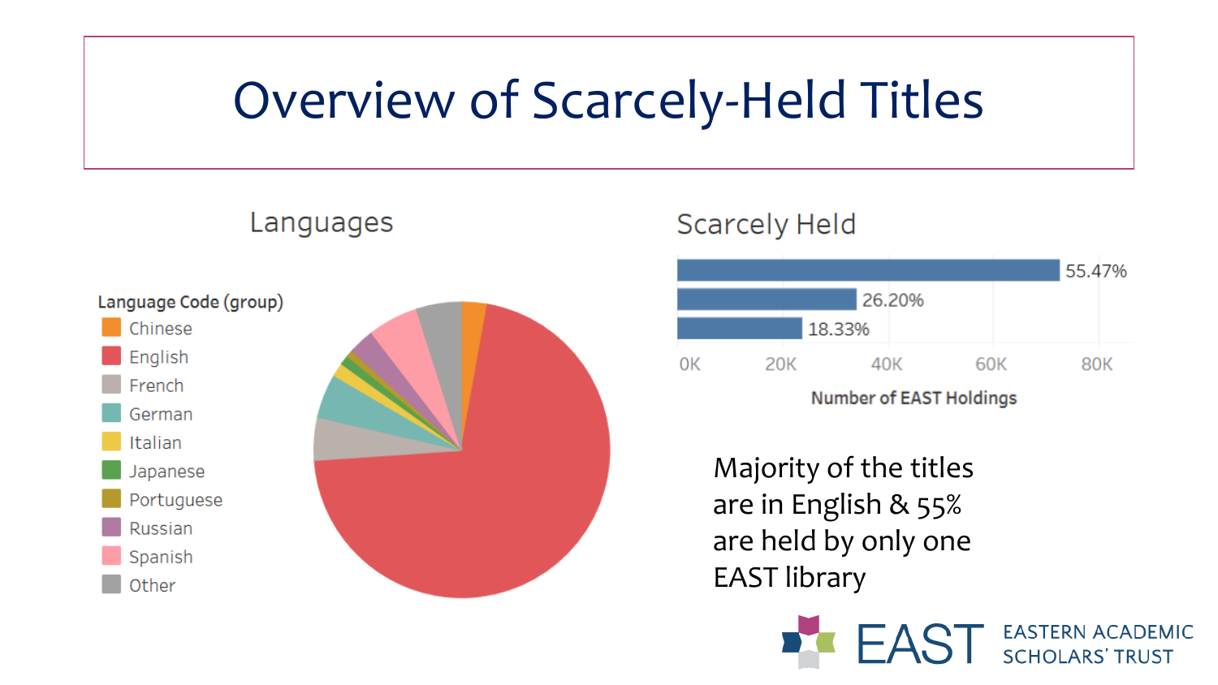# Overview of Scarcely-Held Titles

## Languages

Language Code (group)

- Chinese
- English
- French
- German
- Italian
- Japanese
- Portuguese
- Russian
- Spanish
- Other

## Scarcely Held

| Bar | Percentage |
| --- | --- |
| 1 | 55.47% |
| 2 | 26.20% |
| 3 | 18.33% |

0K 20K 40K 60K 80K

Number of EAST Holdings

Majority of the titles are in English & 55% are held by only one EAST library

EAST EASTERN ACADEMIC SCHOLARS' TRUST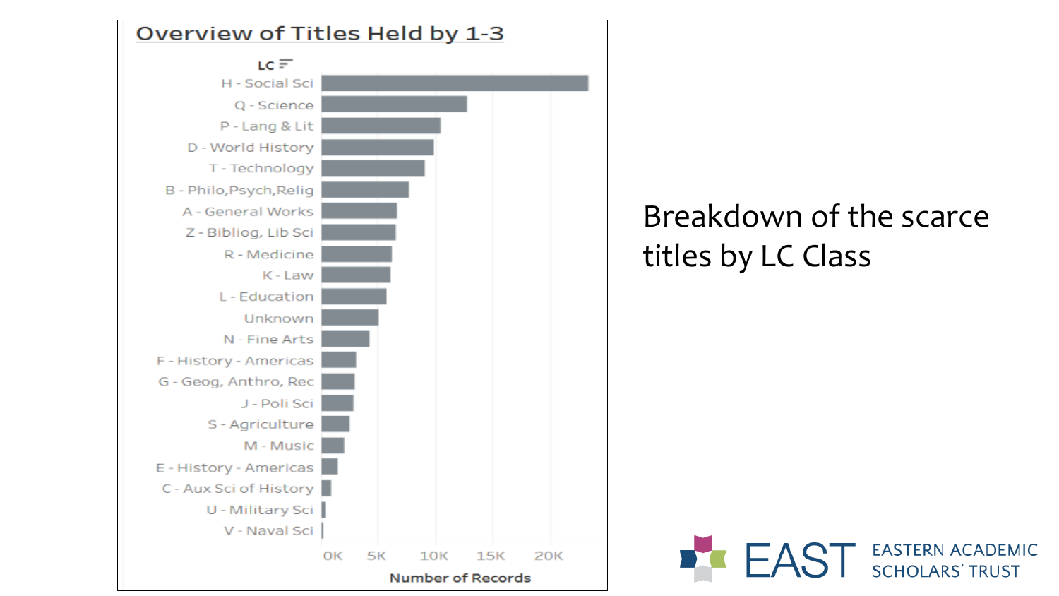## Overview of Titles Held by 1-3

LC

- H - Social Sci
- Q - Science
- P - Lang & Lit
- D - World History
- T - Technology
- B - Philo,Psych,Relig
- A - General Works
- Z - Bibliog, Lib Sci
- R - Medicine
- K - Law
- L - Education
- Unknown
- N - Fine Arts
- F - History - Americas
- G - Geog, Anthro, Rec
- J - Poli Sci
- S - Agriculture
- M - Music
- E - History - Americas
- C - Aux Sci of History
- U - Military Sci
- V - Naval Sci

0K 5K 10K 15K 20K

Number of Records

Breakdown of the scarce titles by LC Class

EAST EASTERN ACADEMIC SCHOLARS' TRUST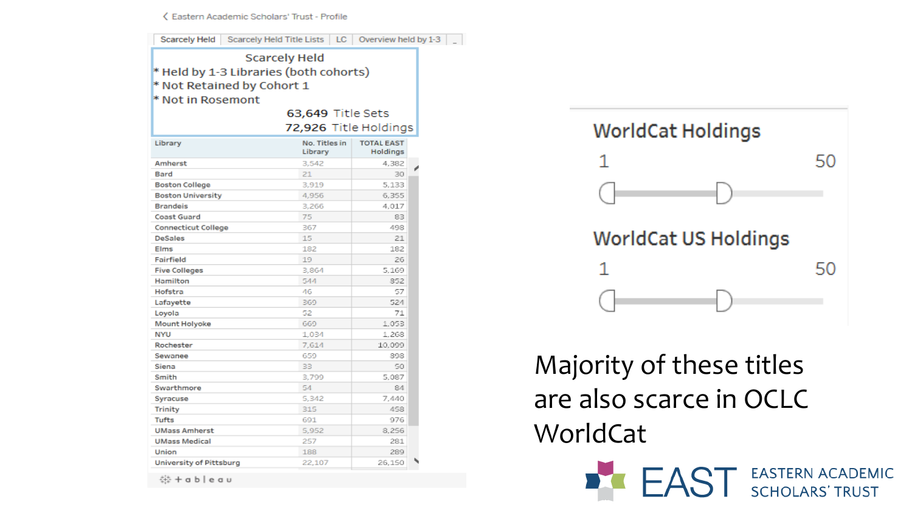< Eastern Academic Scholars' Trust - Profile

Scarcely Held | Scarcely Held Title Lists | LC | Overview held by 1-3

## Scarcely Held

* Held by 1-3 Libraries (both cohorts)
* Not Retained by Cohort 1
* Not in Rosemont

63,649 Title Sets
72,926 Title Holdings

| Library | No. Titles in Library | TOTAL EAST Holdings |
|---|---|---|
| Amherst | 3,542 | 4,382 |
| Bard | 21 | 30 |
| Boston College | 3,919 | 5,133 |
| Boston University | 4,956 | 6,355 |
| Brandeis | 3,266 | 4,017 |
| Coast Guard | 75 | 83 |
| Connecticut College | 367 | 498 |
| DeSales | 15 | 21 |
| Elms | 182 | 182 |
| Fairfield | 19 | 26 |
| Five Colleges | 3,864 | 5,169 |
| Hamilton | 544 | 852 |
| Hofstra | 46 | 57 |
| Lafayette | 369 | 524 |
| Loyola | 52 | 71 |
| Mount Holyoke | 669 | 1,053 |
| NYU | 1,034 | 1,268 |
| Rochester | 7,614 | 10,099 |
| Sewanee | 659 | 898 |
| Siena | 33 | 50 |
| Smith | 3,799 | 5,087 |
| Swarthmore | 54 | 84 |
| Syracuse | 5,342 | 7,440 |
| Trinity | 315 | 458 |
| Tufts | 691 | 976 |
| UMass Amherst | 5,952 | 8,256 |
| UMass Medical | 257 | 281 |
| Union | 188 | 289 |
| University of Pittsburg | 22,107 | 26,150 |

+ableau

### WorldCat Holdings

1 — 50

### WorldCat US Holdings

1 — 50

# Majority of these titles are also scarce in OCLC WorldCat

EAST EASTERN ACADEMIC SCHOLARS' TRUST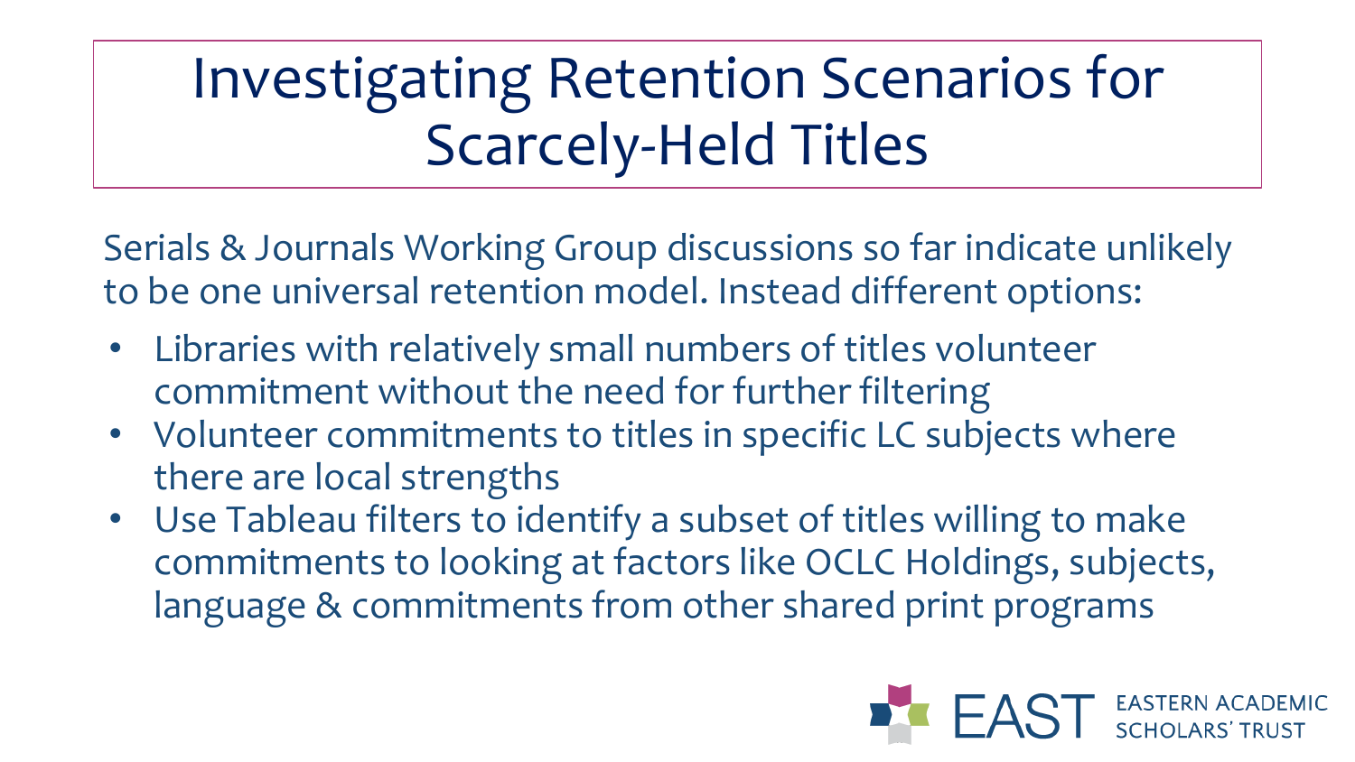# Investigating Retention Scenarios for Scarcely-Held Titles

Serials & Journals Working Group discussions so far indicate unlikely to be one universal retention model. Instead different options:

- Libraries with relatively small numbers of titles volunteer commitment without the need for further filtering
- Volunteer commitments to titles in specific LC subjects where there are local strengths
- Use Tableau filters to identify a subset of titles willing to make commitments to looking at factors like OCLC Holdings, subjects, language & commitments from other shared print programs

EAST EASTERN ACADEMIC SCHOLARS' TRUST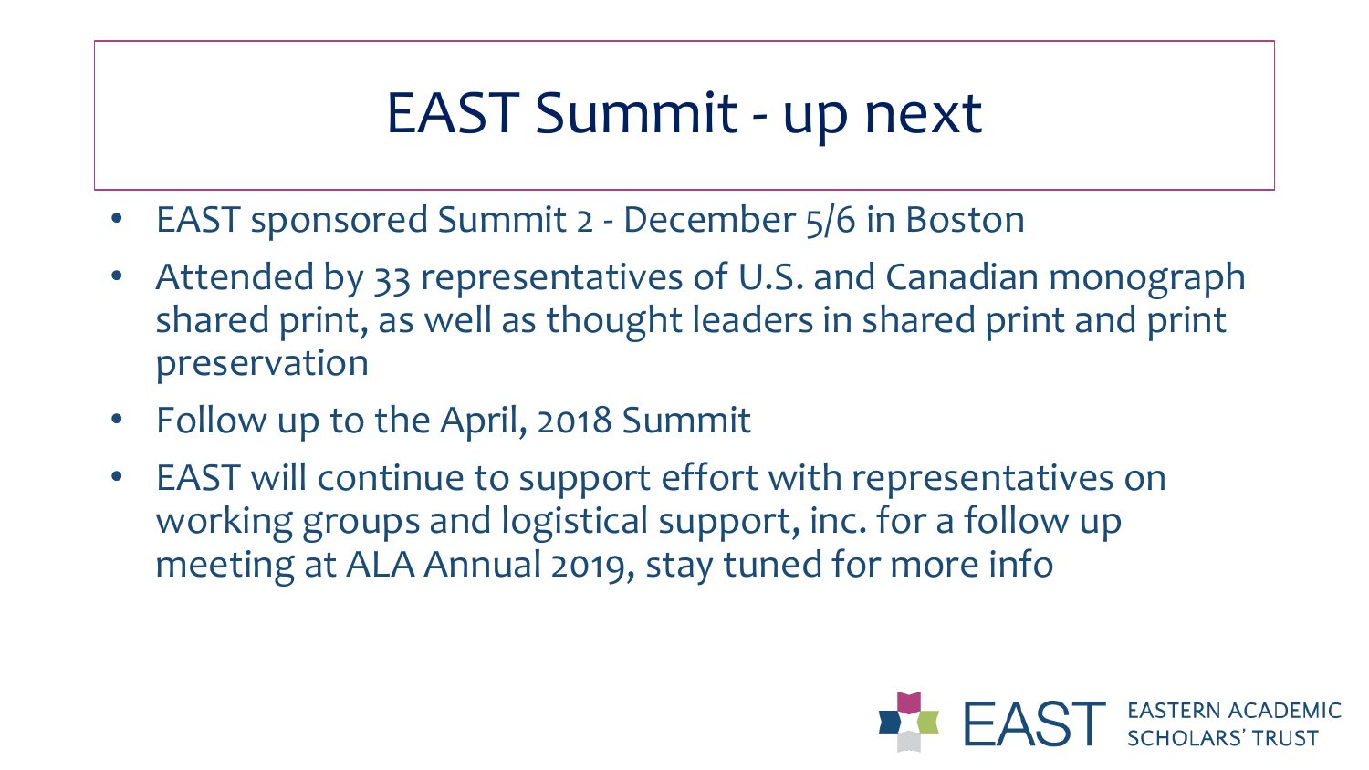# EAST Summit - up next

- EAST sponsored Summit 2 - December 5/6 in Boston
- Attended by 33 representatives of U.S. and Canadian monograph shared print, as well as thought leaders in shared print and print preservation
- Follow up to the April, 2018 Summit
- EAST will continue to support effort with representatives on working groups and logistical support, inc. for a follow up meeting at ALA Annual 2019, stay tuned for more info

EAST EASTERN ACADEMIC SCHOLARS' TRUST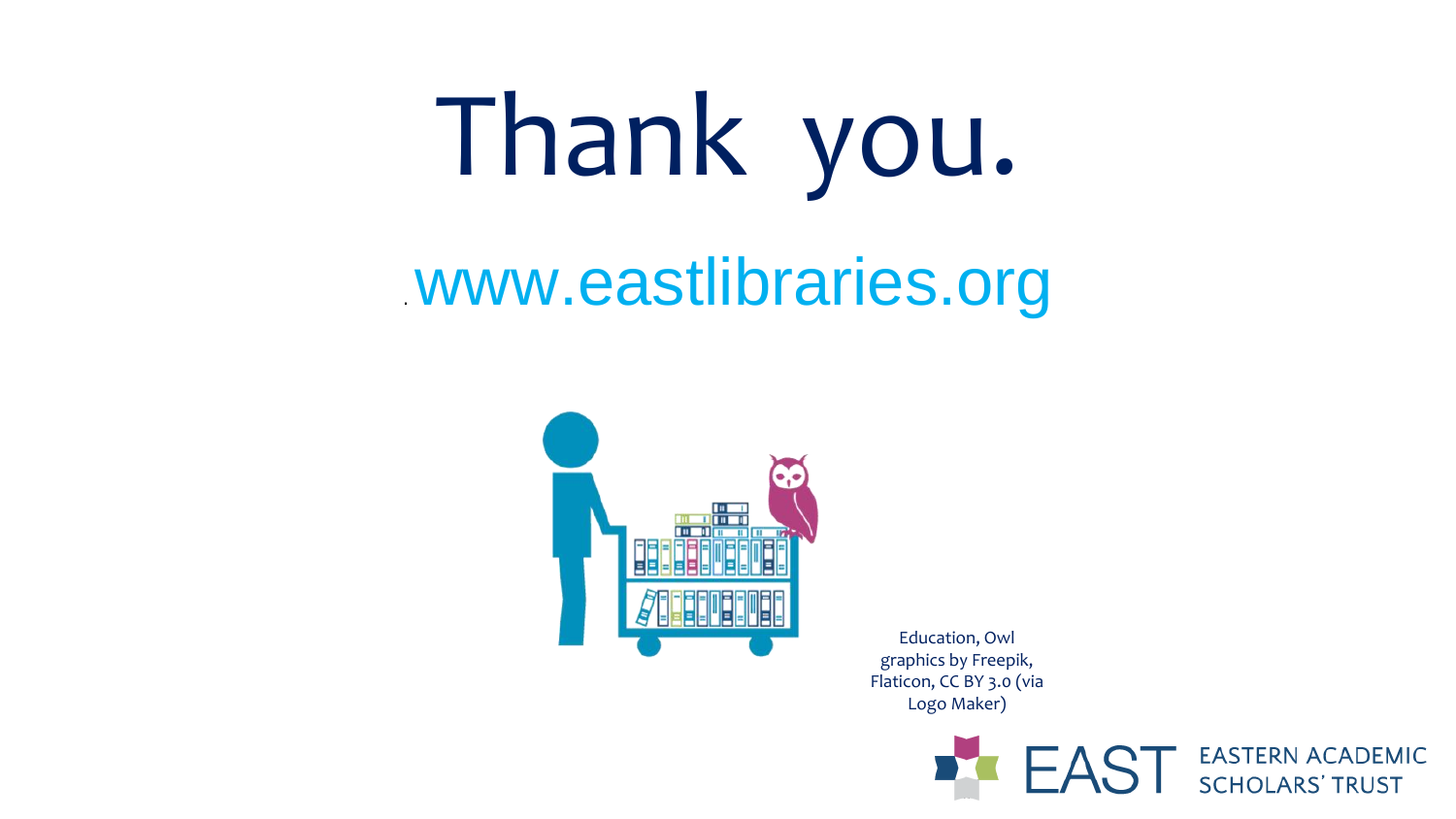# Thank you.

www.eastlibraries.org

Education, Owl graphics by Freepik, Flaticon, CC BY 3.0 (via Logo Maker)

EAST EASTERN ACADEMIC SCHOLARS' TRUST